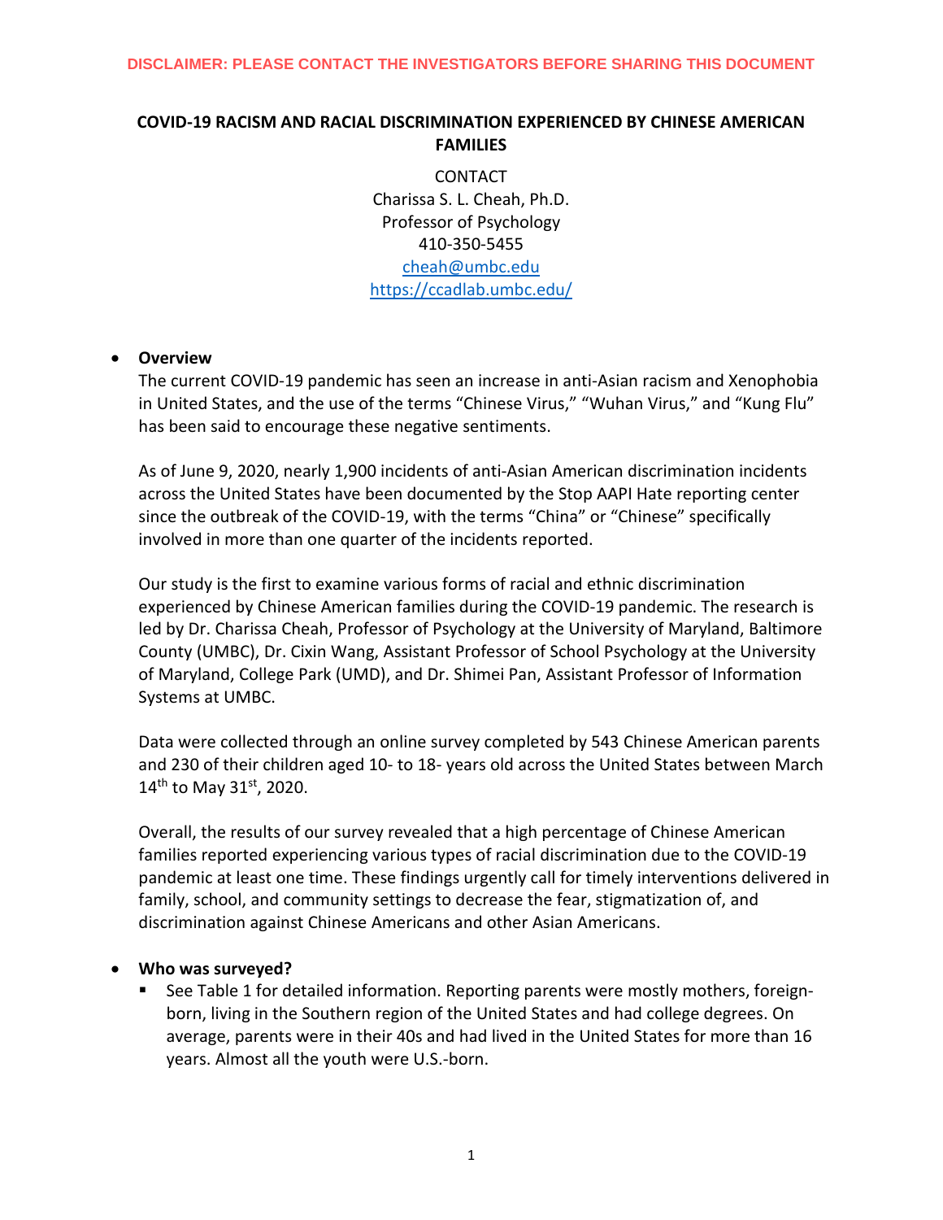DISCLAIMER: PLEASE CONTACT THE INVESTIGATORS BEFORE SHARING THIS DOCUMENT

# COVID-19 RACISM AND RACIAL DISCRIMINATION EXPERIENCED BY CHINESE AMERICAN FAMILIES

CONTACT
Charissa S. L. Cheah, Ph.D.
Professor of Psychology
410-350-5455
cheah@umbc.edu
https://ccadlab.umbc.edu/

- **Overview**

  The current COVID-19 pandemic has seen an increase in anti-Asian racism and Xenophobia in United States, and the use of the terms “Chinese Virus,” “Wuhan Virus,” and “Kung Flu” has been said to encourage these negative sentiments.

  As of June 9, 2020, nearly 1,900 incidents of anti-Asian American discrimination incidents across the United States have been documented by the Stop AAPI Hate reporting center since the outbreak of the COVID-19, with the terms “China” or “Chinese” specifically involved in more than one quarter of the incidents reported.

  Our study is the first to examine various forms of racial and ethnic discrimination experienced by Chinese American families during the COVID-19 pandemic. The research is led by Dr. Charissa Cheah, Professor of Psychology at the University of Maryland, Baltimore County (UMBC), Dr. Cixin Wang, Assistant Professor of School Psychology at the University of Maryland, College Park (UMD), and Dr. Shimei Pan, Assistant Professor of Information Systems at UMBC.

  Data were collected through an online survey completed by 543 Chinese American parents and 230 of their children aged 10- to 18- years old across the United States between March 14th to May 31st, 2020.

  Overall, the results of our survey revealed that a high percentage of Chinese American families reported experiencing various types of racial discrimination due to the COVID-19 pandemic at least one time. These findings urgently call for timely interventions delivered in family, school, and community settings to decrease the fear, stigmatization of, and discrimination against Chinese Americans and other Asian Americans.

- **Who was surveyed?**
  - See Table 1 for detailed information. Reporting parents were mostly mothers, foreign-born, living in the Southern region of the United States and had college degrees. On average, parents were in their 40s and had lived in the United States for more than 16 years. Almost all the youth were U.S.-born.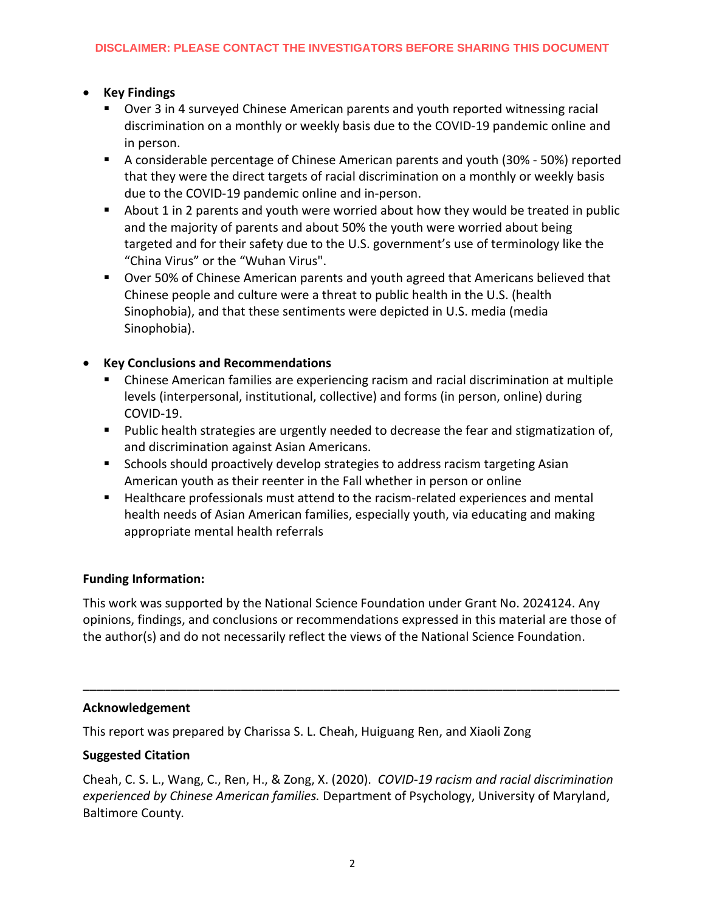DISCLAIMER: PLEASE CONTACT THE INVESTIGATORS BEFORE SHARING THIS DOCUMENT

- **Key Findings**
  - Over 3 in 4 surveyed Chinese American parents and youth reported witnessing racial discrimination on a monthly or weekly basis due to the COVID-19 pandemic online and in person.
  - A considerable percentage of Chinese American parents and youth (30% - 50%) reported that they were the direct targets of racial discrimination on a monthly or weekly basis due to the COVID-19 pandemic online and in-person.
  - About 1 in 2 parents and youth were worried about how they would be treated in public and the majority of parents and about 50% the youth were worried about being targeted and for their safety due to the U.S. government's use of terminology like the "China Virus" or the "Wuhan Virus".
  - Over 50% of Chinese American parents and youth agreed that Americans believed that Chinese people and culture were a threat to public health in the U.S. (health Sinophobia), and that these sentiments were depicted in U.S. media (media Sinophobia).

- **Key Conclusions and Recommendations**
  - Chinese American families are experiencing racism and racial discrimination at multiple levels (interpersonal, institutional, collective) and forms (in person, online) during COVID-19.
  - Public health strategies are urgently needed to decrease the fear and stigmatization of, and discrimination against Asian Americans.
  - Schools should proactively develop strategies to address racism targeting Asian American youth as their reenter in the Fall whether in person or online
  - Healthcare professionals must attend to the racism-related experiences and mental health needs of Asian American families, especially youth, via educating and making appropriate mental health referrals

**Funding Information:**

This work was supported by the National Science Foundation under Grant No. 2024124. Any opinions, findings, and conclusions or recommendations expressed in this material are those of the author(s) and do not necessarily reflect the views of the National Science Foundation.

---

**Acknowledgement**

This report was prepared by Charissa S. L. Cheah, Huiguang Ren, and Xiaoli Zong

**Suggested Citation**

Cheah, C. S. L., Wang, C., Ren, H., & Zong, X. (2020). *COVID-19 racism and racial discrimination experienced by Chinese American families.* Department of Psychology, University of Maryland, Baltimore County.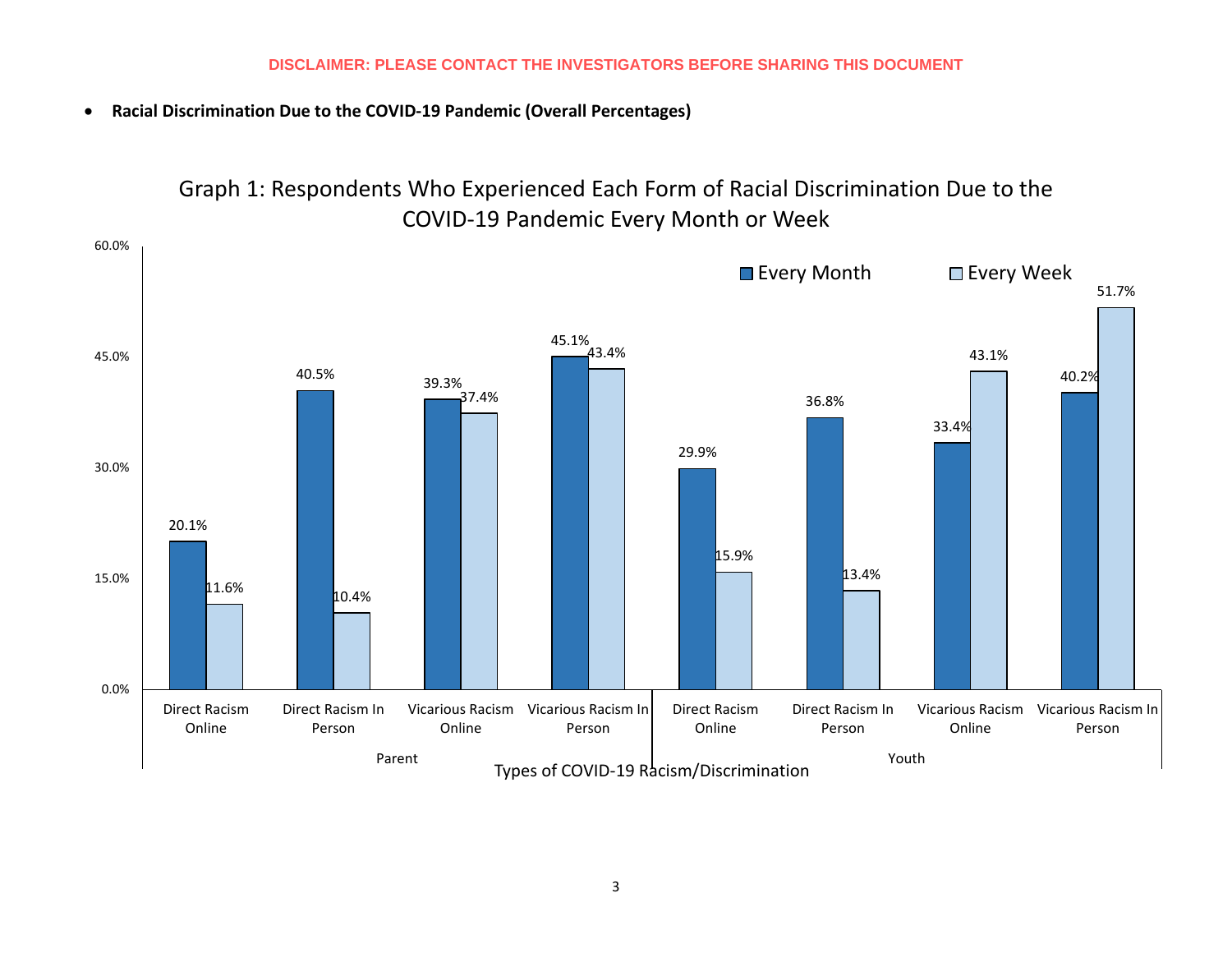**DISCLAIMER: PLEASE CONTACT THE INVESTIGATORS BEFORE SHARING THIS DOCUMENT**

- **Racial Discrimination Due to the COVID-19 Pandemic (Overall Percentages)**

Graph 1: Respondents Who Experienced Each Form of Racial Discrimination Due to the COVID-19 Pandemic Every Month or Week

| Group | Types of COVID-19 Racism/Discrimination | Every Month | Every Week |
|---|---|---|---|
| Parent | Direct Racism Online | 20.1% | 11.6% |
| Parent | Direct Racism In Person | 40.5% | 10.4% |
| Parent | Vicarious Racism Online | 39.3% | 37.4% |
| Parent | Vicarious Racism In Person | 45.1% | 43.4% |
| Youth | Direct Racism Online | 29.9% | 15.9% |
| Youth | Direct Racism In Person | 36.8% | 13.4% |
| Youth | Vicarious Racism Online | 33.4% | 43.1% |
| Youth | Vicarious Racism In Person | 40.2% | 51.7% |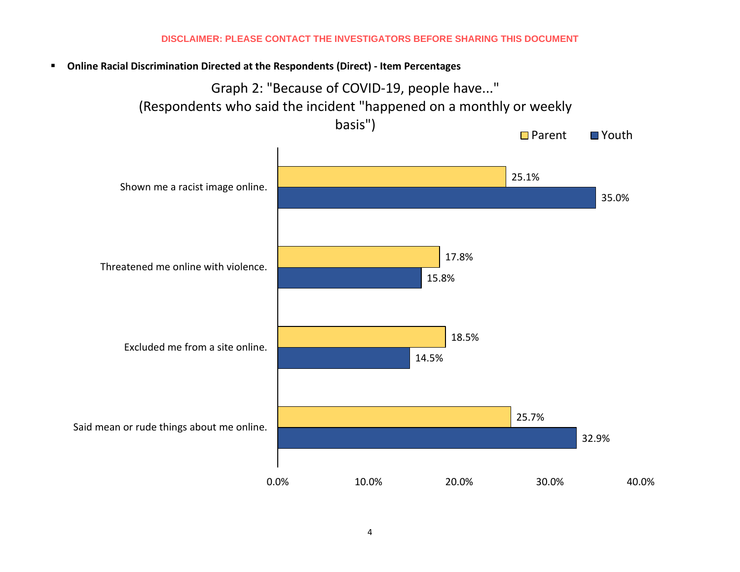DISCLAIMER: PLEASE CONTACT THE INVESTIGATORS BEFORE SHARING THIS DOCUMENT

- **Online Racial Discrimination Directed at the Respondents (Direct) - Item Percentages**

Graph 2: "Because of COVID-19, people have..."
(Respondents who said the incident "happened on a monthly or weekly basis")

| Item | Parent | Youth |
|---|---|---|
| Shown me a racist image online. | 25.1% | 35.0% |
| Threatened me online with violence. | 17.8% | 15.8% |
| Excluded me from a site online. | 18.5% | 14.5% |
| Said mean or rude things about me online. | 25.7% | 32.9% |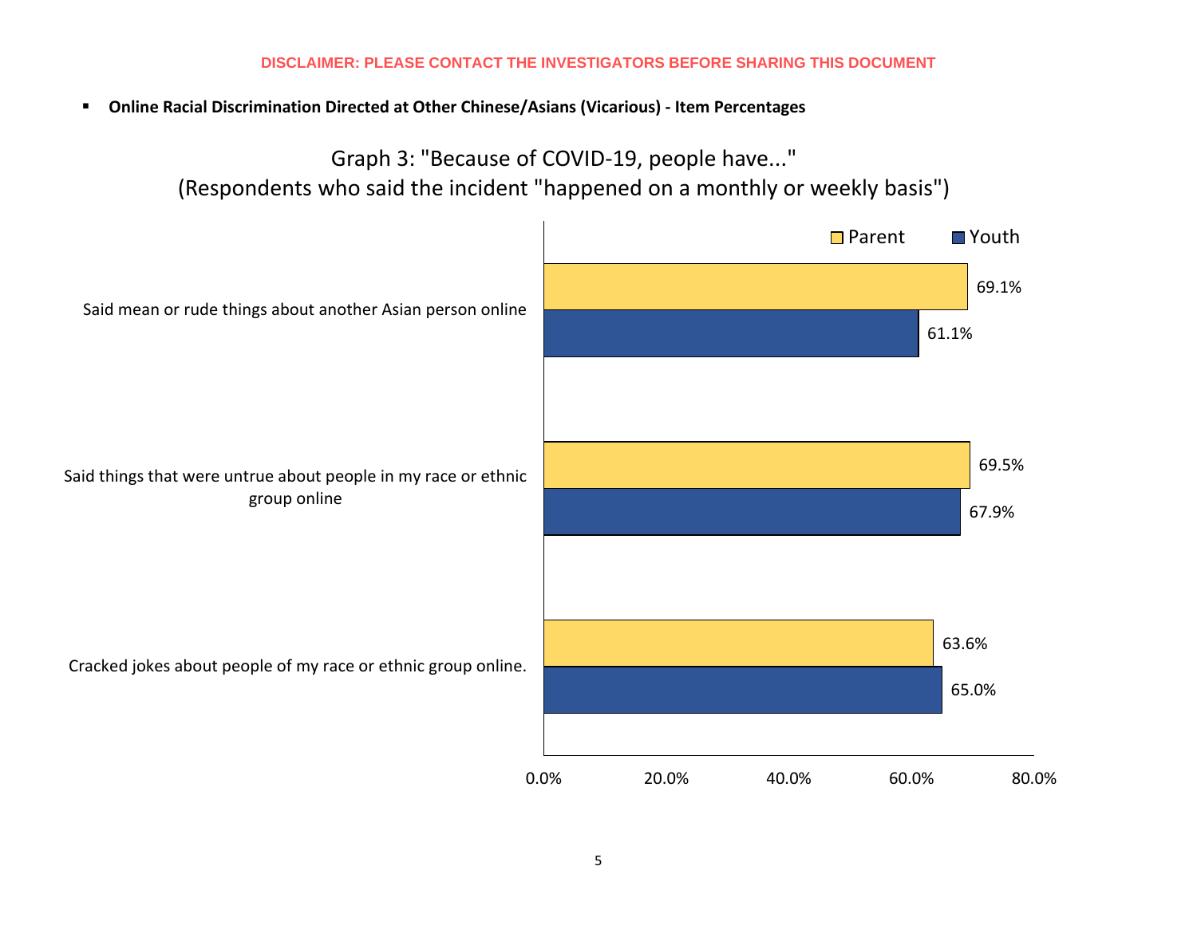**DISCLAIMER: PLEASE CONTACT THE INVESTIGATORS BEFORE SHARING THIS DOCUMENT**

- **Online Racial Discrimination Directed at Other Chinese/Asians (Vicarious) - Item Percentages**

Graph 3: "Because of COVID-19, people have..."
(Respondents who said the incident "happened on a monthly or weekly basis")

| Item | Parent | Youth |
| --- | --- | --- |
| Said mean or rude things about another Asian person online | 69.1% | 61.1% |
| Said things that were untrue about people in my race or ethnic group online | 69.5% | 67.9% |
| Cracked jokes about people of my race or ethnic group online. | 63.6% | 65.0% |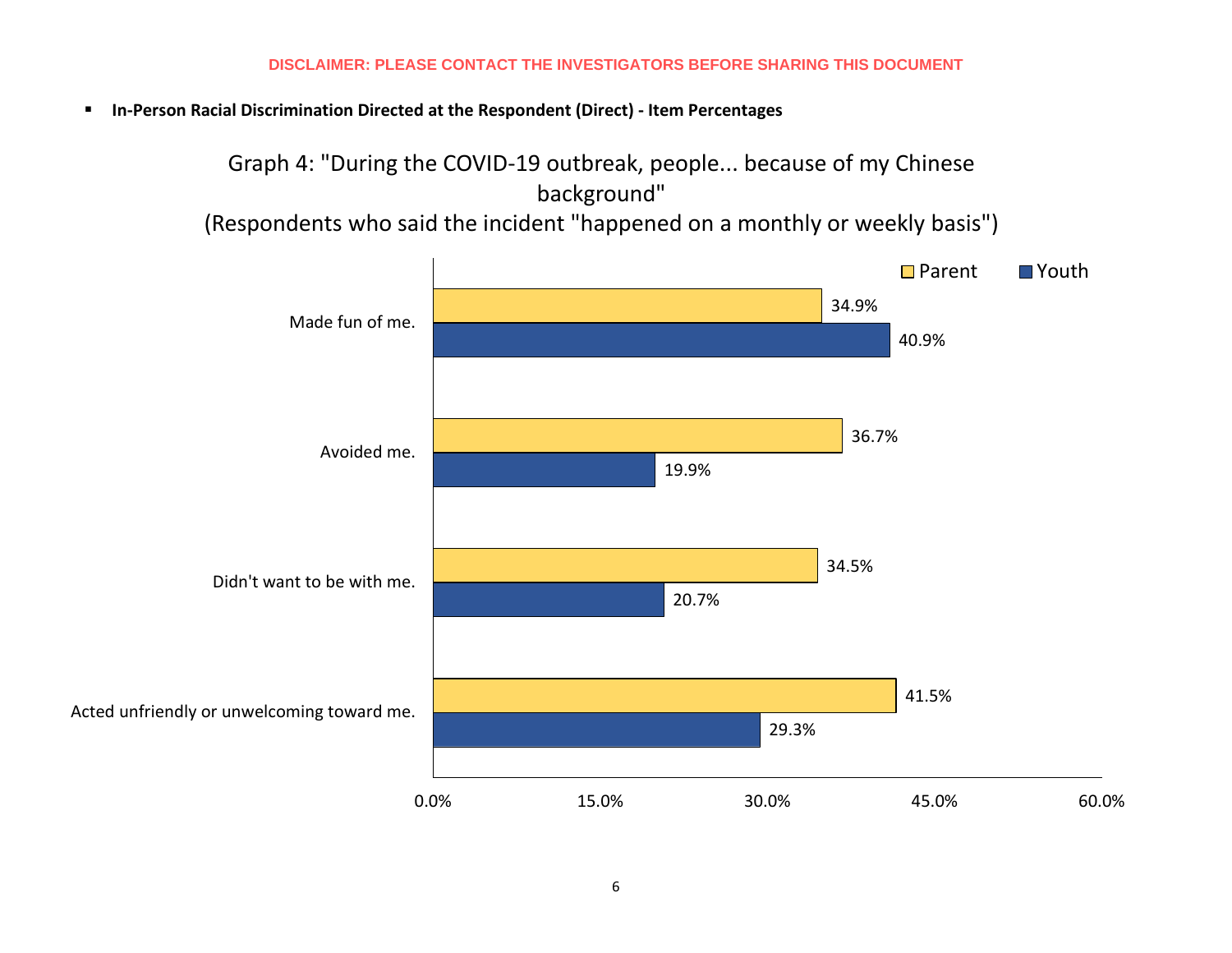**DISCLAIMER: PLEASE CONTACT THE INVESTIGATORS BEFORE SHARING THIS DOCUMENT**

- **In-Person Racial Discrimination Directed at the Respondent (Direct) - Item Percentages**

Graph 4: "During the COVID-19 outbreak, people... because of my Chinese background"
(Respondents who said the incident "happened on a monthly or weekly basis")

| Item | Parent | Youth |
|---|---|---|
| Made fun of me. | 34.9% | 40.9% |
| Avoided me. | 36.7% | 19.9% |
| Didn't want to be with me. | 34.5% | 20.7% |
| Acted unfriendly or unwelcoming toward me. | 41.5% | 29.3% |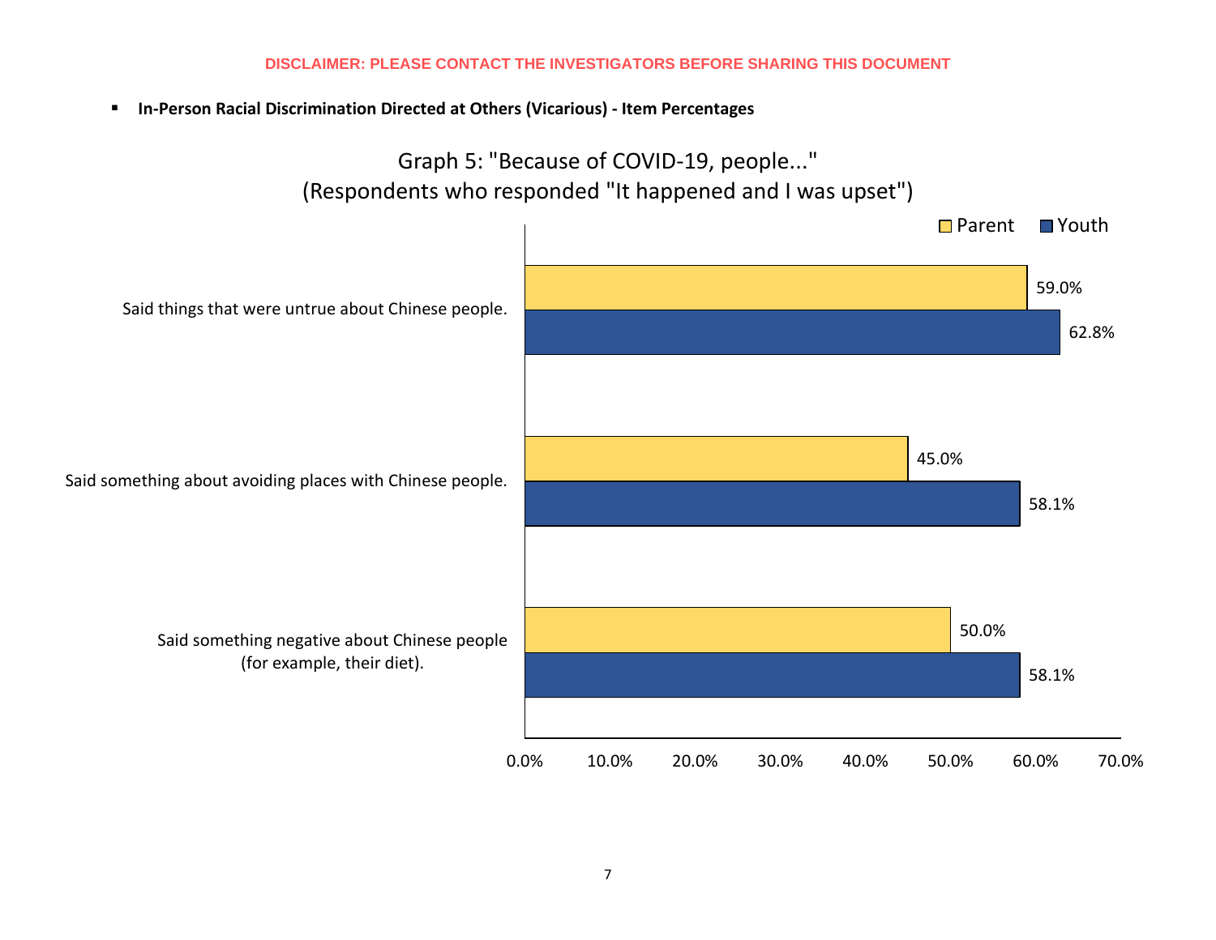**DISCLAIMER: PLEASE CONTACT THE INVESTIGATORS BEFORE SHARING THIS DOCUMENT**

- **In-Person Racial Discrimination Directed at Others (Vicarious) - Item Percentages**

Graph 5: "Because of COVID-19, people..."
(Respondents who responded "It happened and I was upset")

| Item | Parent | Youth |
| --- | --- | --- |
| Said things that were untrue about Chinese people. | 59.0% | 62.8% |
| Said something about avoiding places with Chinese people. | 45.0% | 58.1% |
| Said something negative about Chinese people (for example, their diet). | 50.0% | 58.1% |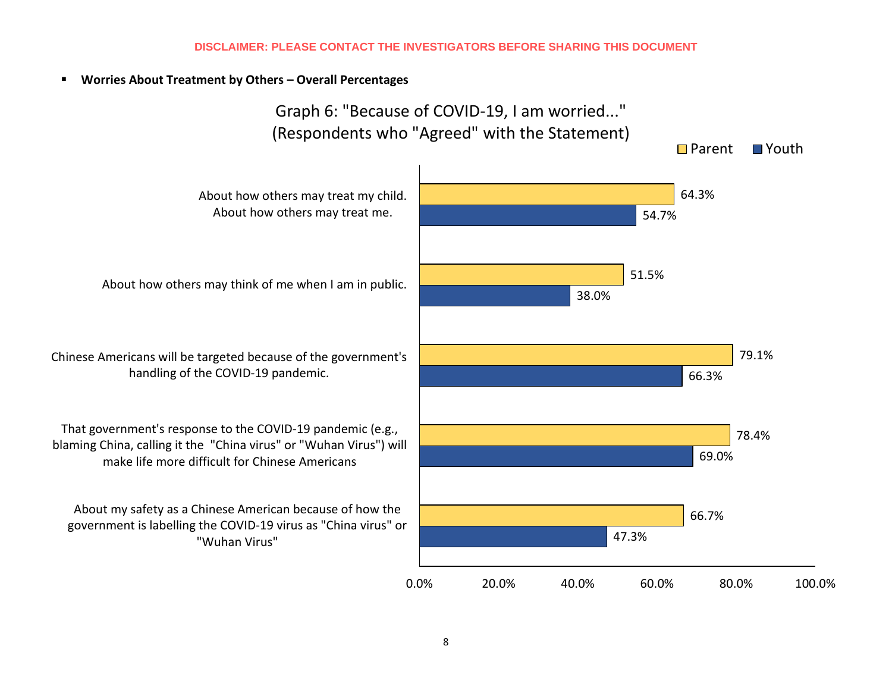**DISCLAIMER: PLEASE CONTACT THE INVESTIGATORS BEFORE SHARING THIS DOCUMENT**

- **Worries About Treatment by Others – Overall Percentages**

Graph 6: "Because of COVID-19, I am worried..."
(Respondents who "Agreed" with the Statement)

| Statement | Parent | Youth |
| --- | --- | --- |
| About how others may treat my child. / About how others may treat me. | 64.3% | 54.7% |
| About how others may think of me when I am in public. | 51.5% | 38.0% |
| Chinese Americans will be targeted because of the government's handling of the COVID-19 pandemic. | 79.1% | 66.3% |
| That government's response to the COVID-19 pandemic (e.g., blaming China, calling it the "China virus" or "Wuhan Virus") will make life more difficult for Chinese Americans | 78.4% | 69.0% |
| About my safety as a Chinese American because of how the government is labelling the COVID-19 virus as "China virus" or "Wuhan Virus" | 66.7% | 47.3% |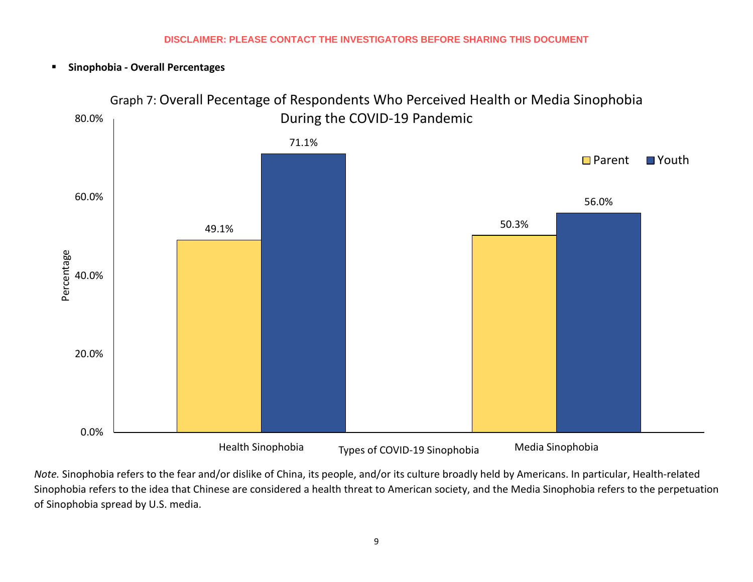**DISCLAIMER: PLEASE CONTACT THE INVESTIGATORS BEFORE SHARING THIS DOCUMENT**

- **Sinophobia - Overall Percentages**

Graph 7: Overall Pecentage of Respondents Who Perceived Health or Media Sinophobia During the COVID-19 Pandemic

| Types of COVID-19 Sinophobia | Parent | Youth |
|---|---|---|
| Health Sinophobia | 49.1% | 71.1% |
| Media Sinophobia | 50.3% | 56.0% |

*Note.* Sinophobia refers to the fear and/or dislike of China, its people, and/or its culture broadly held by Americans. In particular, Health-related Sinophobia refers to the idea that Chinese are considered a health threat to American society, and the Media Sinophobia refers to the perpetuation of Sinophobia spread by U.S. media.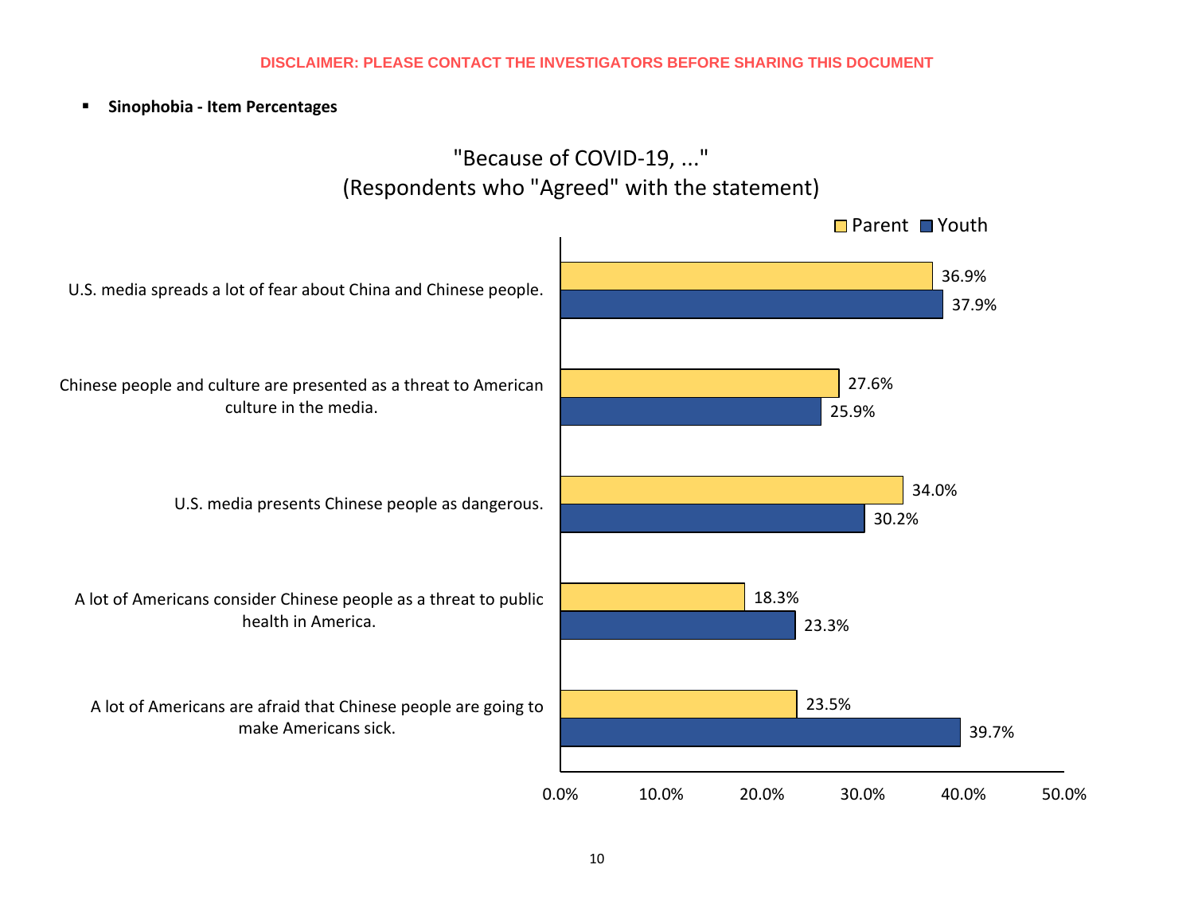**DISCLAIMER: PLEASE CONTACT THE INVESTIGATORS BEFORE SHARING THIS DOCUMENT**

- **Sinophobia - Item Percentages**

"Because of COVID-19, ..."
(Respondents who "Agreed" with the statement)

| Statement | Parent | Youth |
|---|---|---|
| U.S. media spreads a lot of fear about China and Chinese people. | 36.9% | 37.9% |
| Chinese people and culture are presented as a threat to American culture in the media. | 27.6% | 25.9% |
| U.S. media presents Chinese people as dangerous. | 34.0% | 30.2% |
| A lot of Americans consider Chinese people as a threat to public health in America. | 18.3% | 23.3% |
| A lot of Americans are afraid that Chinese people are going to make Americans sick. | 23.5% | 39.7% |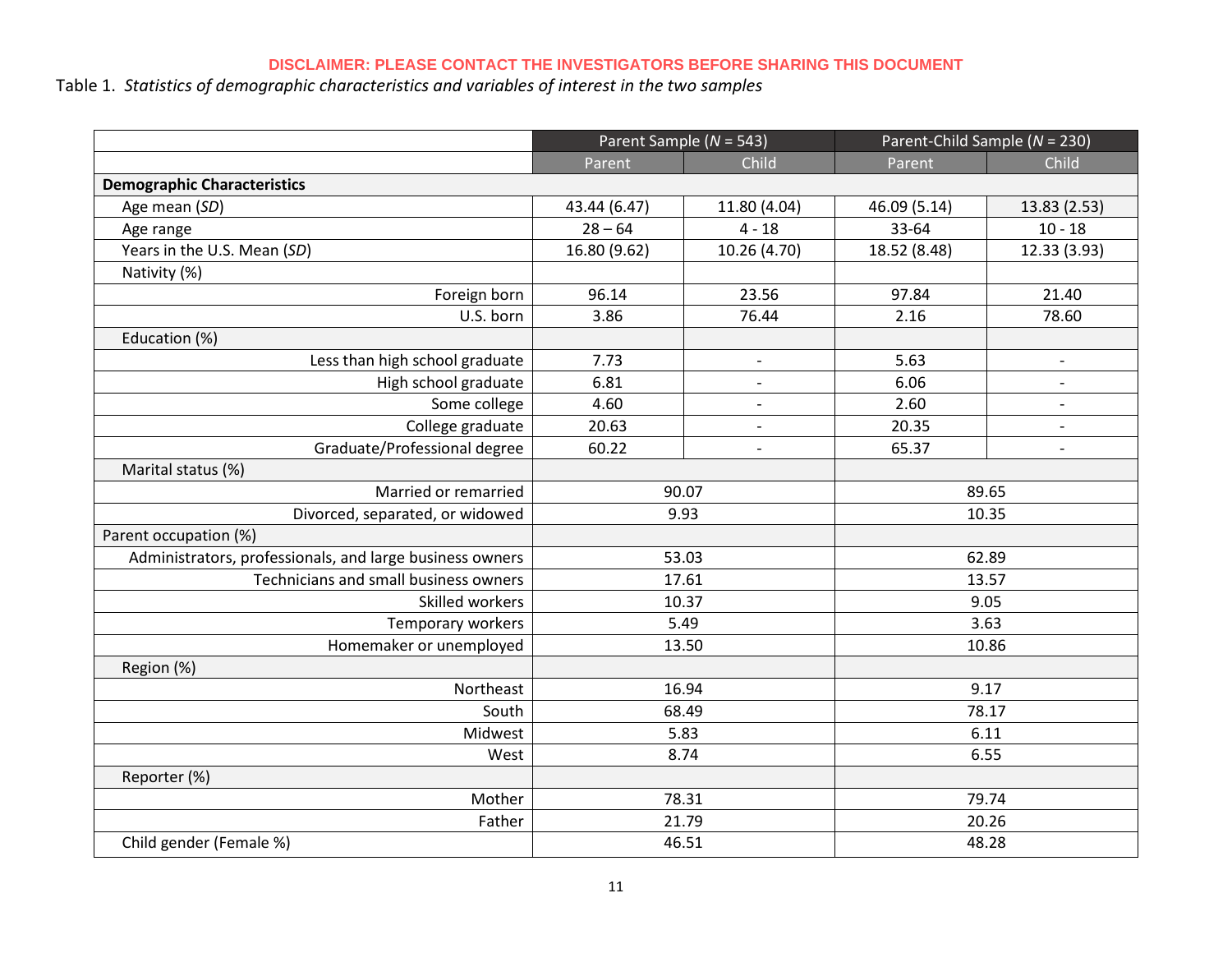**DISCLAIMER: PLEASE CONTACT THE INVESTIGATORS BEFORE SHARING THIS DOCUMENT**

Table 1. *Statistics of demographic characteristics and variables of interest in the two samples*

| | Parent Sample (*N* = 543) | | Parent-Child Sample (*N* = 230) | |
|---|---|---|---|---|
| | Parent | Child | Parent | Child |
| **Demographic Characteristics** | | | | |
| Age mean (*SD*) | 43.44 (6.47) | 11.80 (4.04) | 46.09 (5.14) | 13.83 (2.53) |
| Age range | 28 – 64 | 4 - 18 | 33-64 | 10 - 18 |
| Years in the U.S. Mean (*SD*) | 16.80 (9.62) | 10.26 (4.70) | 18.52 (8.48) | 12.33 (3.93) |
| Nativity (%) | | | | |
| Foreign born | 96.14 | 23.56 | 97.84 | 21.40 |
| U.S. born | 3.86 | 76.44 | 2.16 | 78.60 |
| Education (%) | | | | |
| Less than high school graduate | 7.73 | - | 5.63 | - |
| High school graduate | 6.81 | - | 6.06 | - |
| Some college | 4.60 | - | 2.60 | - |
| College graduate | 20.63 | - | 20.35 | - |
| Graduate/Professional degree | 60.22 | - | 65.37 | - |
| Marital status (%) | | | | |
| Married or remarried | 90.07 | | 89.65 | |
| Divorced, separated, or widowed | 9.93 | | 10.35 | |
| Parent occupation (%) | | | | |
| Administrators, professionals, and large business owners | 53.03 | | 62.89 | |
| Technicians and small business owners | 17.61 | | 13.57 | |
| Skilled workers | 10.37 | | 9.05 | |
| Temporary workers | 5.49 | | 3.63 | |
| Homemaker or unemployed | 13.50 | | 10.86 | |
| Region (%) | | | | |
| Northeast | 16.94 | | 9.17 | |
| South | 68.49 | | 78.17 | |
| Midwest | 5.83 | | 6.11 | |
| West | 8.74 | | 6.55 | |
| Reporter (%) | | | | |
| Mother | 78.31 | | 79.74 | |
| Father | 21.79 | | 20.26 | |
| Child gender (Female %) | 46.51 | | 48.28 | |